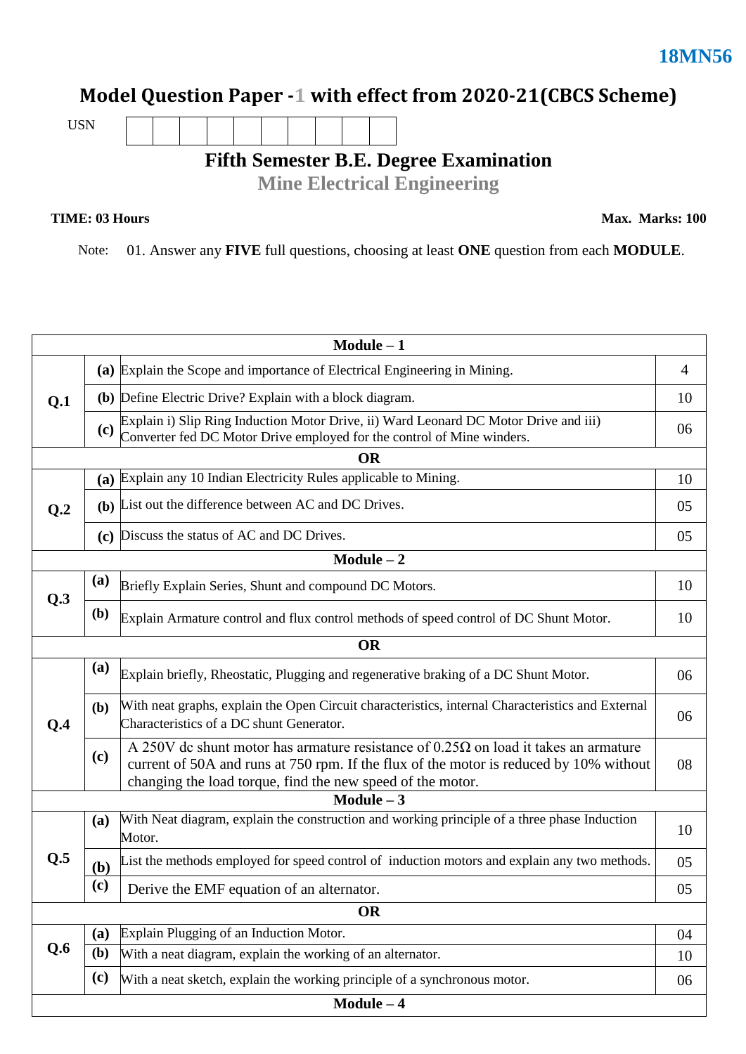**18MN56**

# Model Question Paper -1 with effect from 2020-21(CBCS Scheme)

USN | | | | | | | | | | |

## Fifth Semester B.E. Degree Examination

## Mine Electrical Engineering

**TIME: 03 Hours** **Max. Marks: 100**

Note: 01. Answer any **FIVE** full questions, choosing at least **ONE** question from each **MODULE**.

| | | | |
|---|---|---|---|
| **Module – 1** | | | |
| **Q.1** | **(a)** | Explain the Scope and importance of Electrical Engineering in Mining. | 4 |
| | **(b)** | Define Electric Drive? Explain with a block diagram. | 10 |
| | **(c)** | Explain i) Slip Ring Induction Motor Drive, ii) Ward Leonard DC Motor Drive and iii) Converter fed DC Motor Drive employed for the control of Mine winders. | 06 |
| **OR** | | | |
| **Q.2** | **(a)** | Explain any 10 Indian Electricity Rules applicable to Mining. | 10 |
| | **(b)** | List out the difference between AC and DC Drives. | 05 |
| | **(c)** | Discuss the status of AC and DC Drives. | 05 |
| **Module – 2** | | | |
| **Q.3** | **(a)** | Briefly Explain Series, Shunt and compound DC Motors. | 10 |
| | **(b)** | Explain Armature control and flux control methods of speed control of DC Shunt Motor. | 10 |
| **OR** | | | |
| **Q.4** | **(a)** | Explain briefly, Rheostatic, Plugging and regenerative braking of a DC Shunt Motor. | 06 |
| | **(b)** | With neat graphs, explain the Open Circuit characteristics, internal Characteristics and External Characteristics of a DC shunt Generator. | 06 |
| | **(c)** | A 250V dc shunt motor has armature resistance of 0.25Ω on load it takes an armature current of 50A and runs at 750 rpm. If the flux of the motor is reduced by 10% without changing the load torque, find the new speed of the motor. | 08 |
| **Module – 3** | | | |
| **Q.5** | **(a)** | With Neat diagram, explain the construction and working principle of a three phase Induction Motor. | 10 |
| | **(b)** | List the methods employed for speed control of induction motors and explain any two methods. | 05 |
| | **(c)** | Derive the EMF equation of an alternator. | 05 |
| **OR** | | | |
| **Q.6** | **(a)** | Explain Plugging of an Induction Motor. | 04 |
| | **(b)** | With a neat diagram, explain the working of an alternator. | 10 |
| | **(c)** | With a neat sketch, explain the working principle of a synchronous motor. | 06 |
| **Module – 4** | | | |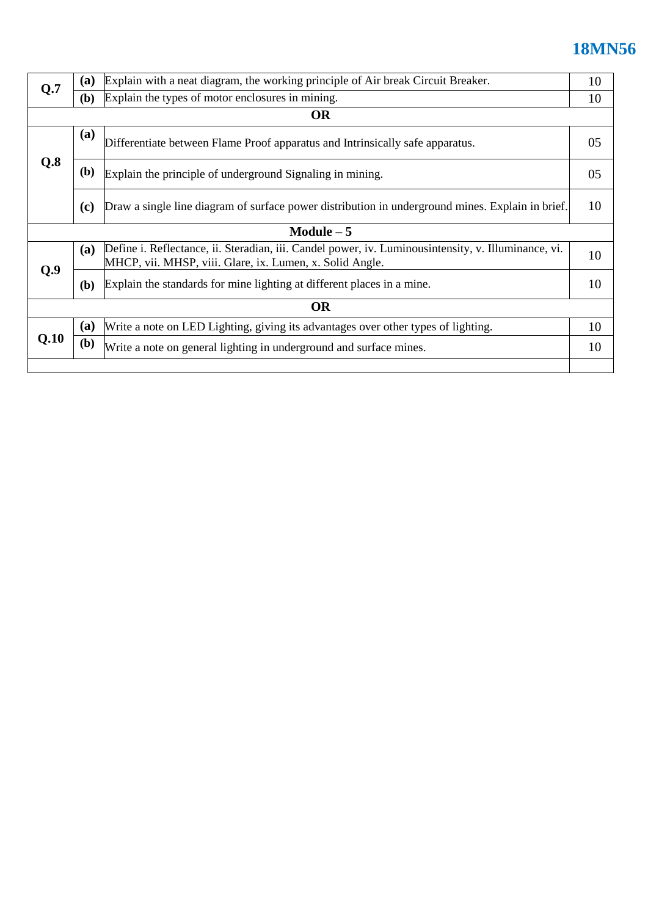| | | | |
|---|---|---|---|
| **Q.7** | **(a)** | Explain with a neat diagram, the working principle of Air break Circuit Breaker. | 10 |
| | **(b)** | Explain the types of motor enclosures in mining. | 10 |
| | | **OR** | |
| **Q.8** | **(a)** | Differentiate between Flame Proof apparatus and Intrinsically safe apparatus. | 05 |
| | **(b)** | Explain the principle of underground Signaling in mining. | 05 |
| | **(c)** | Draw a single line diagram of surface power distribution in underground mines. Explain in brief. | 10 |
| | | **Module – 5** | |
| **Q.9** | **(a)** | Define i. Reflectance, ii. Steradian, iii. Candel power, iv. Luminousintensity, v. Illuminance, vi. MHCP, vii. MHSP, viii. Glare, ix. Lumen, x. Solid Angle. | 10 |
| | **(b)** | Explain the standards for mine lighting at different places in a mine. | 10 |
| | | **OR** | |
| **Q.10** | **(a)** | Write a note on LED Lighting, giving its advantages over other types of lighting. | 10 |
| | **(b)** | Write a note on general lighting in underground and surface mines. | 10 |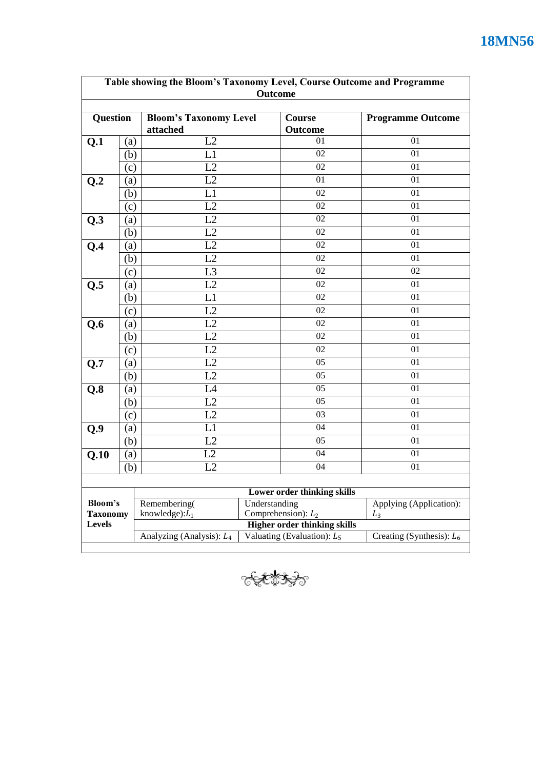**Table showing the Bloom's Taxonomy Level, Course Outcome and Programme Outcome**

| Question | | Bloom's Taxonomy Level attached | Course Outcome | Programme Outcome |
|---|---|---|---|---|
| **Q.1** | (a) | L2 | 01 | 01 |
| | (b) | L1 | 02 | 01 |
| | (c) | L2 | 02 | 01 |
| **Q.2** | (a) | L2 | 01 | 01 |
| | (b) | L1 | 02 | 01 |
| | (c) | L2 | 02 | 01 |
| **Q.3** | (a) | L2 | 02 | 01 |
| | (b) | L2 | 02 | 01 |
| **Q.4** | (a) | L2 | 02 | 01 |
| | (b) | L2 | 02 | 01 |
| | (c) | L3 | 02 | 02 |
| **Q.5** | (a) | L2 | 02 | 01 |
| | (b) | L1 | 02 | 01 |
| | (c) | L2 | 02 | 01 |
| **Q.6** | (a) | L2 | 02 | 01 |
| | (b) | L2 | 02 | 01 |
| | (c) | L2 | 02 | 01 |
| **Q.7** | (a) | L2 | 05 | 01 |
| | (b) | L2 | 05 | 01 |
| **Q.8** | (a) | L4 | 05 | 01 |
| | (b) | L2 | 05 | 01 |
| | (c) | L2 | 03 | 01 |
| **Q.9** | (a) | L1 | 04 | 01 |
| | (b) | L2 | 05 | 01 |
| **Q.10** | (a) | L2 | 04 | 01 |
| | (b) | L2 | 04 | 01 |

| | | | |
|---|---|---|---|
| **Bloom's Taxonomy Levels** | **Lower order thinking skills** | | |
| | Remembering( knowledge): $L_1$ | Understanding Comprehension): $L_2$ | Applying (Application): $L_3$ |
| | **Higher order thinking skills** | | |
| | Analyzing (Analysis): $L_4$ | Valuating (Evaluation): $L_5$ | Creating (Synthesis): $L_6$ |